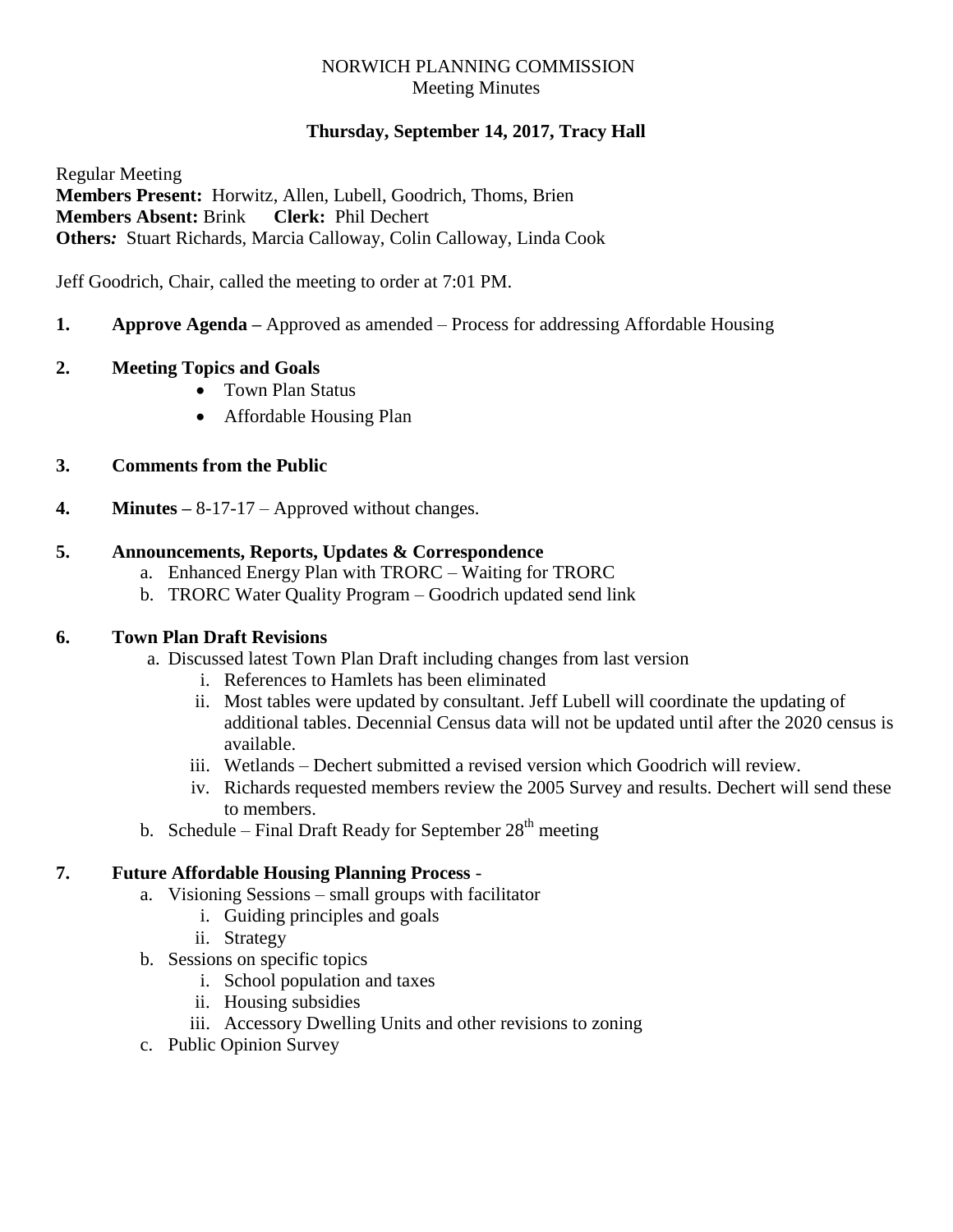NORWICH PLANNING COMMISSION
Meeting Minutes

**Thursday, September 14, 2017, Tracy Hall**

Regular Meeting
**Members Present:** Horwitz, Allen, Lubell, Goodrich, Thoms, Brien
**Members Absent:** Brink **Clerk:** Phil Dechert
**Others:** Stuart Richards, Marcia Calloway, Colin Calloway, Linda Cook

Jeff Goodrich, Chair, called the meeting to order at 7:01 PM.

**1. Approve Agenda –** Approved as amended – Process for addressing Affordable Housing

**2. Meeting Topics and Goals**
- Town Plan Status
- Affordable Housing Plan

**3. Comments from the Public**

**4. Minutes –** 8-17-17 – Approved without changes.

**5. Announcements, Reports, Updates & Correspondence**
   a. Enhanced Energy Plan with TRORC – Waiting for TRORC
   b. TRORC Water Quality Program – Goodrich updated send link

**6. Town Plan Draft Revisions**
   a. Discussed latest Town Plan Draft including changes from last version
      i. References to Hamlets has been eliminated
      ii. Most tables were updated by consultant. Jeff Lubell will coordinate the updating of additional tables. Decennial Census data will not be updated until after the 2020 census is available.
      iii. Wetlands – Dechert submitted a revised version which Goodrich will review.
      iv. Richards requested members review the 2005 Survey and results. Dechert will send these to members.
   b. Schedule – Final Draft Ready for September 28th meeting

**7. Future Affordable Housing Planning Process** -
   a. Visioning Sessions – small groups with facilitator
      i. Guiding principles and goals
      ii. Strategy
   b. Sessions on specific topics
      i. School population and taxes
      ii. Housing subsidies
      iii. Accessory Dwelling Units and other revisions to zoning
   c. Public Opinion Survey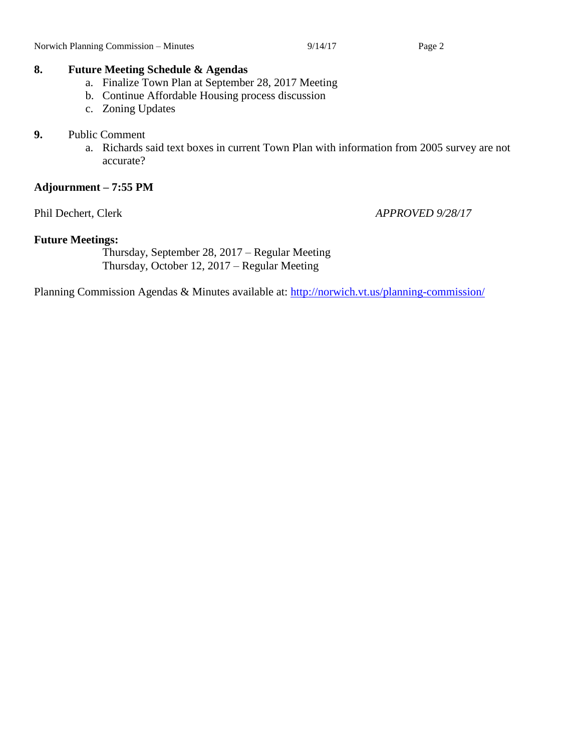**8. Future Meeting Schedule & Agendas**

a. Finalize Town Plan at September 28, 2017 Meeting
b. Continue Affordable Housing process discussion
c. Zoning Updates

**9.** Public Comment

a. Richards said text boxes in current Town Plan with information from 2005 survey are not accurate?

**Adjournment – 7:55 PM**

Phil Dechert, Clerk *APPROVED 9/28/17*

**Future Meetings:**

Thursday, September 28, 2017 – Regular Meeting
Thursday, October 12, 2017 – Regular Meeting

Planning Commission Agendas & Minutes available at: [http://norwich.vt.us/planning-commission/](http://norwich.vt.us/planning-commission/)